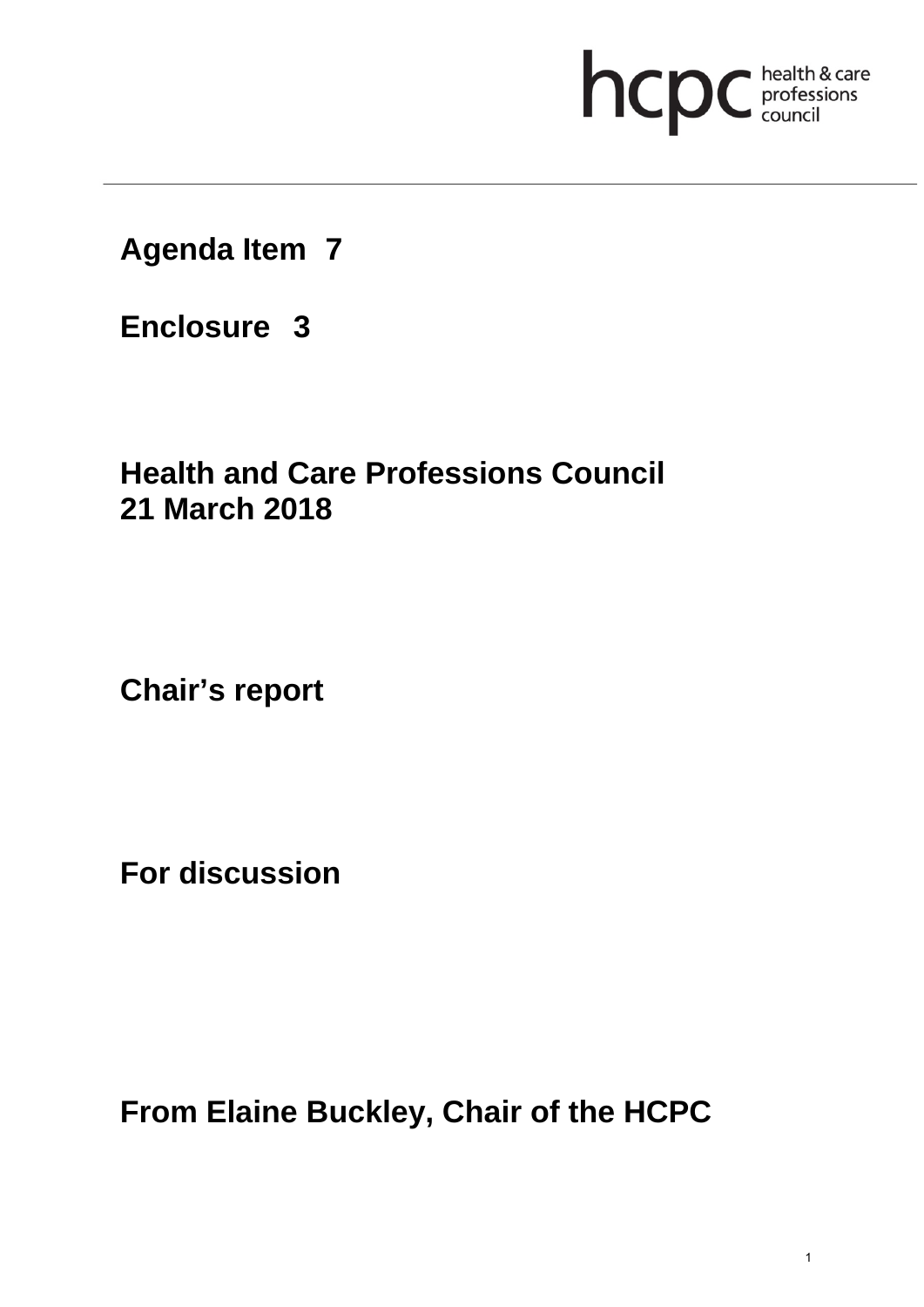hcpc health & care professions council

**Agenda Item 7**

**Enclosure 3**

**Health and Care Professions Council**
**21 March 2018**

**Chair's report**

**For discussion**

**From Elaine Buckley, Chair of the HCPC**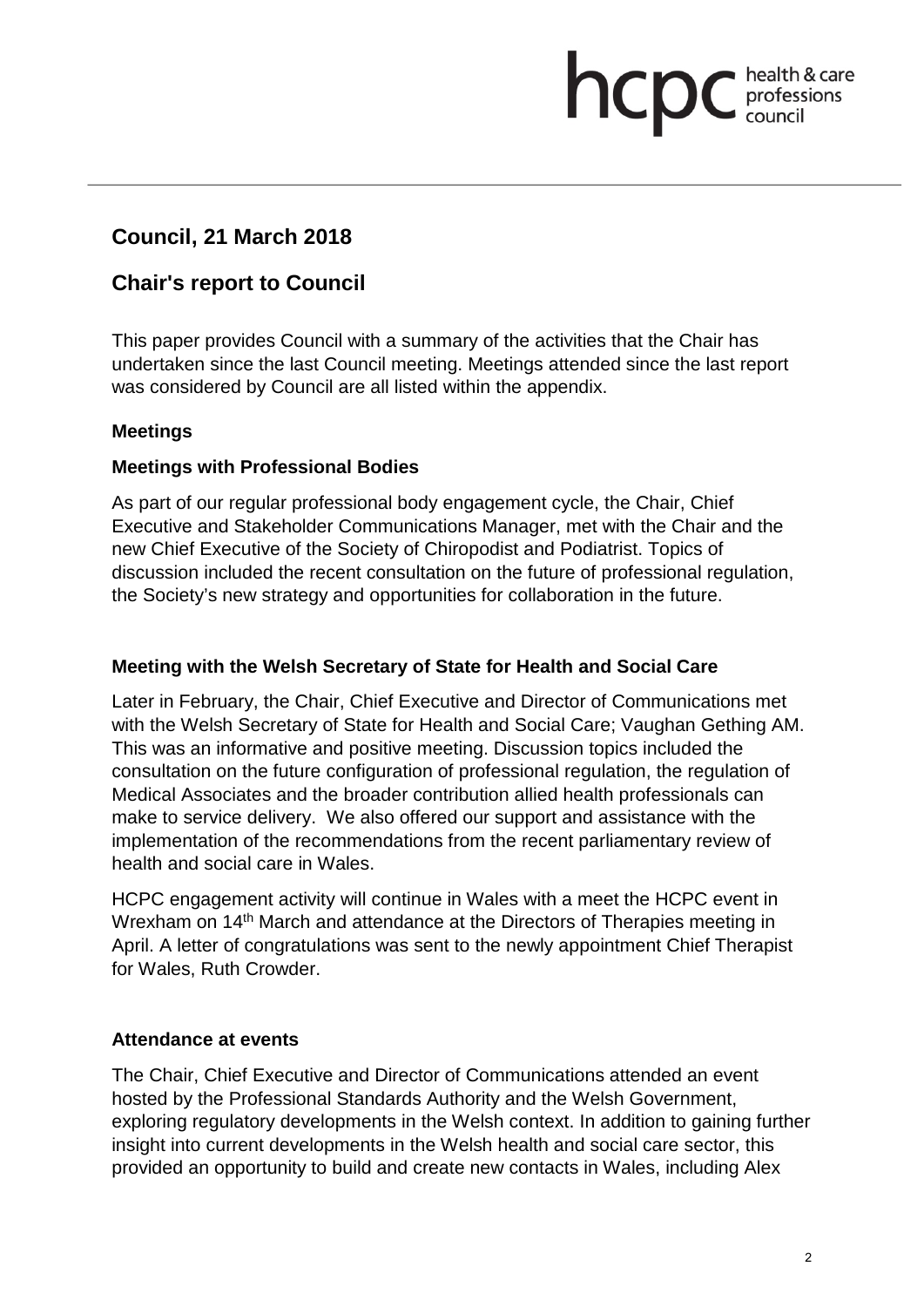## Council, 21 March 2018

## Chair's report to Council

This paper provides Council with a summary of the activities that the Chair has undertaken since the last Council meeting. Meetings attended since the last report was considered by Council are all listed within the appendix.

### Meetings

### Meetings with Professional Bodies

As part of our regular professional body engagement cycle, the Chair, Chief Executive and Stakeholder Communications Manager, met with the Chair and the new Chief Executive of the Society of Chiropodist and Podiatrist. Topics of discussion included the recent consultation on the future of professional regulation, the Society's new strategy and opportunities for collaboration in the future.

### Meeting with the Welsh Secretary of State for Health and Social Care

Later in February, the Chair, Chief Executive and Director of Communications met with the Welsh Secretary of State for Health and Social Care; Vaughan Gething AM. This was an informative and positive meeting. Discussion topics included the consultation on the future configuration of professional regulation, the regulation of Medical Associates and the broader contribution allied health professionals can make to service delivery. We also offered our support and assistance with the implementation of the recommendations from the recent parliamentary review of health and social care in Wales.

HCPC engagement activity will continue in Wales with a meet the HCPC event in Wrexham on 14th March and attendance at the Directors of Therapies meeting in April. A letter of congratulations was sent to the newly appointment Chief Therapist for Wales, Ruth Crowder.

### Attendance at events

The Chair, Chief Executive and Director of Communications attended an event hosted by the Professional Standards Authority and the Welsh Government, exploring regulatory developments in the Welsh context. In addition to gaining further insight into current developments in the Welsh health and social care sector, this provided an opportunity to build and create new contacts in Wales, including Alex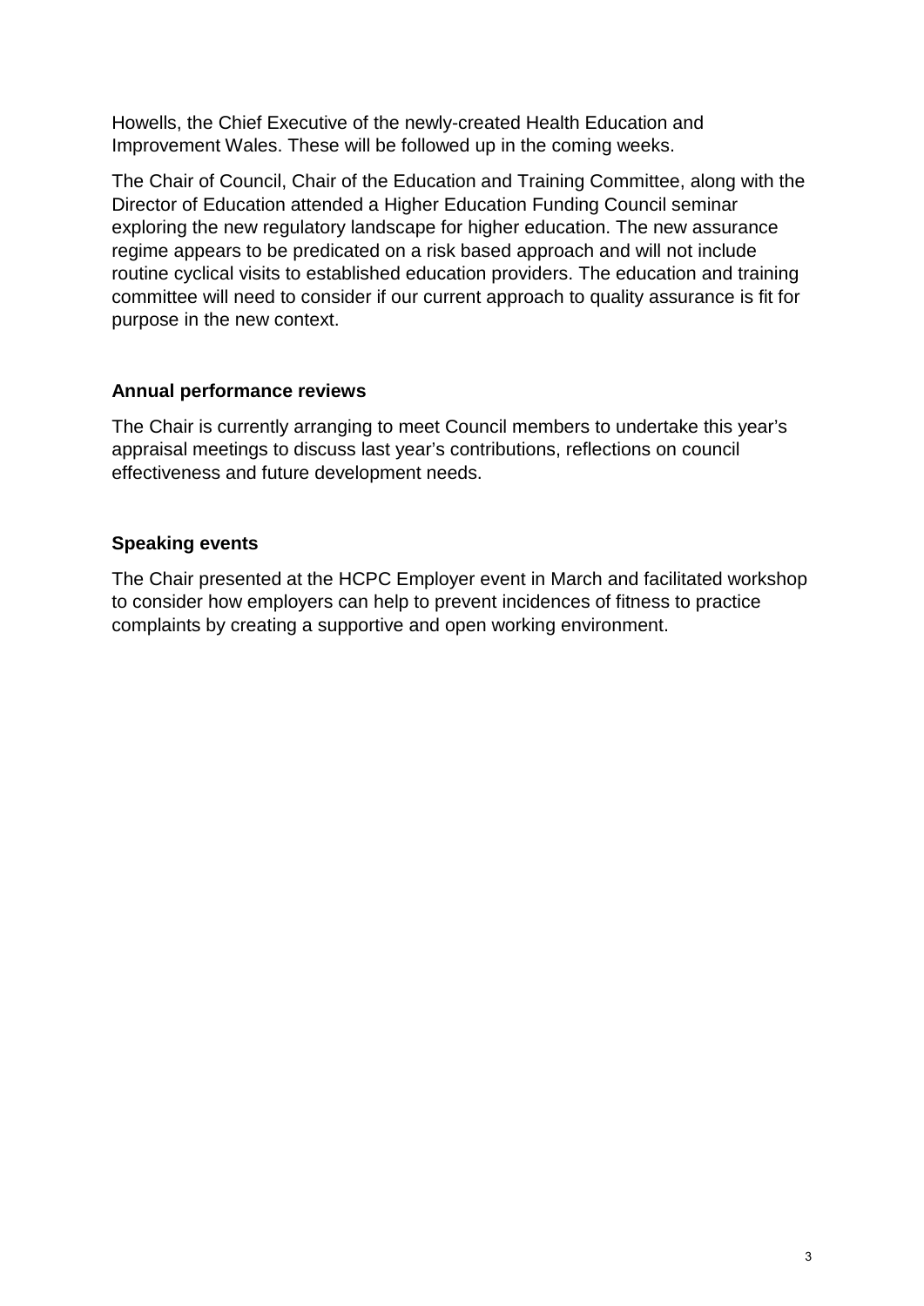Howells, the Chief Executive of the newly-created Health Education and Improvement Wales. These will be followed up in the coming weeks.

The Chair of Council, Chair of the Education and Training Committee, along with the Director of Education attended a Higher Education Funding Council seminar exploring the new regulatory landscape for higher education. The new assurance regime appears to be predicated on a risk based approach and will not include routine cyclical visits to established education providers. The education and training committee will need to consider if our current approach to quality assurance is fit for purpose in the new context.

**Annual performance reviews**

The Chair is currently arranging to meet Council members to undertake this year's appraisal meetings to discuss last year's contributions, reflections on council effectiveness and future development needs.

**Speaking events**

The Chair presented at the HCPC Employer event in March and facilitated workshop to consider how employers can help to prevent incidences of fitness to practice complaints by creating a supportive and open working environment.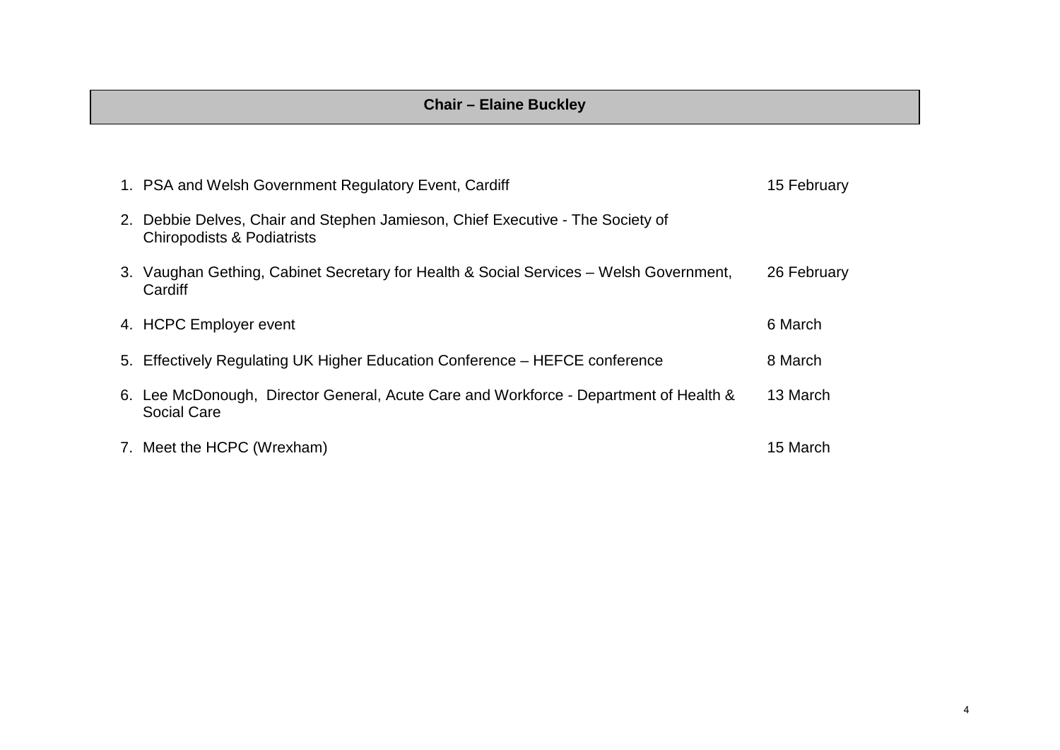## Chair – Elaine Buckley

| | | |
|---|---|---|
| 1. | PSA and Welsh Government Regulatory Event, Cardiff | 15 February |
| 2. | Debbie Delves, Chair and Stephen Jamieson, Chief Executive - The Society of Chiropodists & Podiatrists | |
| 3. | Vaughan Gething, Cabinet Secretary for Health & Social Services – Welsh Government, Cardiff | 26 February |
| 4. | HCPC Employer event | 6 March |
| 5. | Effectively Regulating UK Higher Education Conference – HEFCE conference | 8 March |
| 6. | Lee McDonough, Director General, Acute Care and Workforce - Department of Health & Social Care | 13 March |
| 7. | Meet the HCPC (Wrexham) | 15 March |